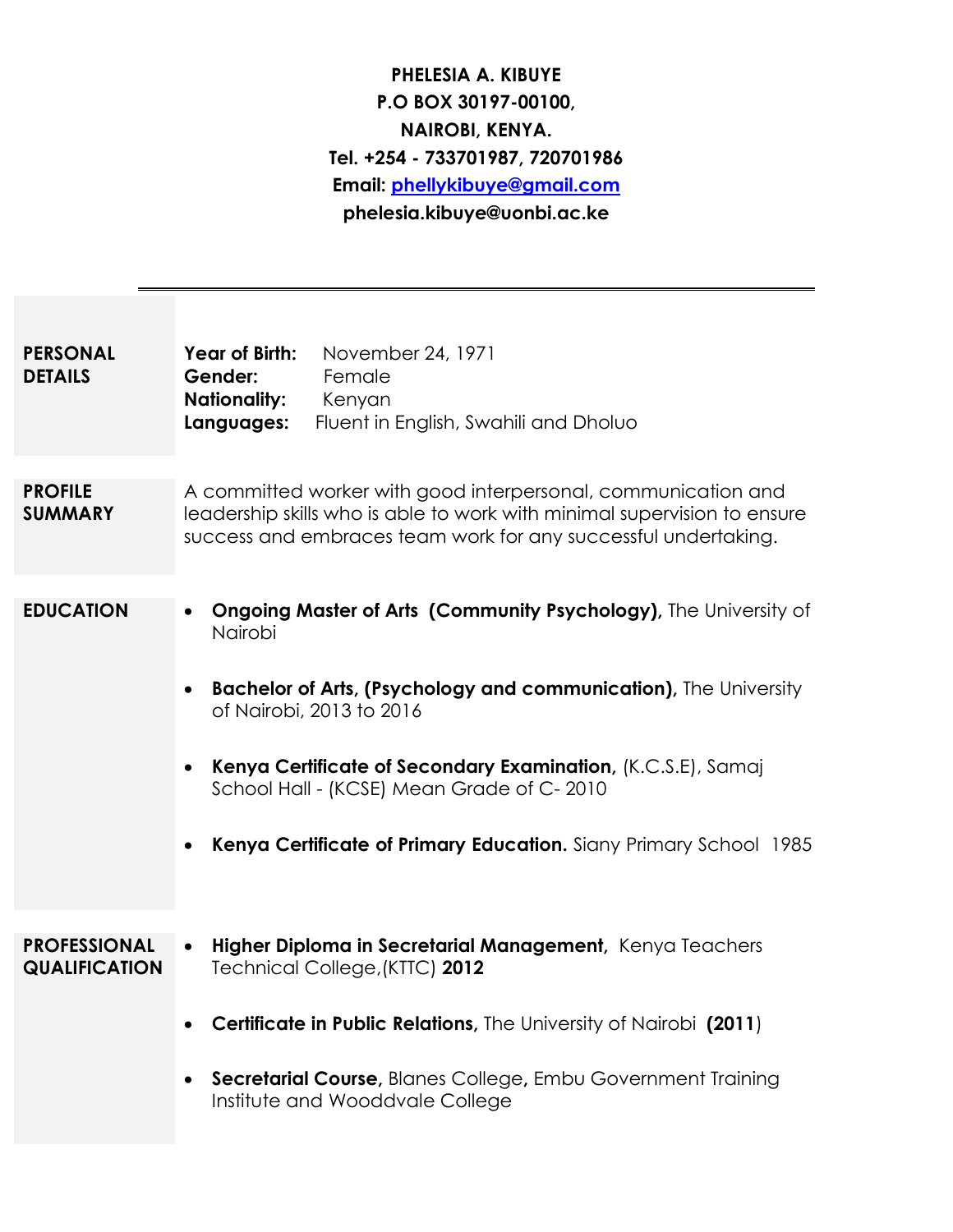**PHELESIA A. KIBUYE**
**P.O BOX 30197-00100,**
**NAIROBI, KENYA.**
**Tel. +254 - 733701987, 720701986**
**Email: [phellykibuye@gmail.com](mailto:phellykibuye@gmail.com)**
**phelesia.kibuye@uonbi.ac.ke**

---

## PERSONAL DETAILS

**Year of Birth:** November 24, 1971
**Gender:** Female
**Nationality:** Kenyan
**Languages:** Fluent in English, Swahili and Dholuo

## PROFILE SUMMARY

A committed worker with good interpersonal, communication and leadership skills who is able to work with minimal supervision to ensure success and embraces team work for any successful undertaking.

## EDUCATION

- **Ongoing Master of Arts (Community Psychology),** The University of Nairobi
- **Bachelor of Arts, (Psychology and communication),** The University of Nairobi, 2013 to 2016
- **Kenya Certificate of Secondary Examination,** (K.C.S.E), Samaj School Hall - (KCSE) Mean Grade of C- 2010
- **Kenya Certificate of Primary Education.** Siany Primary School 1985

## PROFESSIONAL QUALIFICATION

- **Higher Diploma in Secretarial Management,** Kenya Teachers Technical College,(KTTC) **2012**
- **Certificate in Public Relations,** The University of Nairobi **(2011)**
- **Secretarial Course,** Blanes College**,** Embu Government Training Institute and Wooddvale College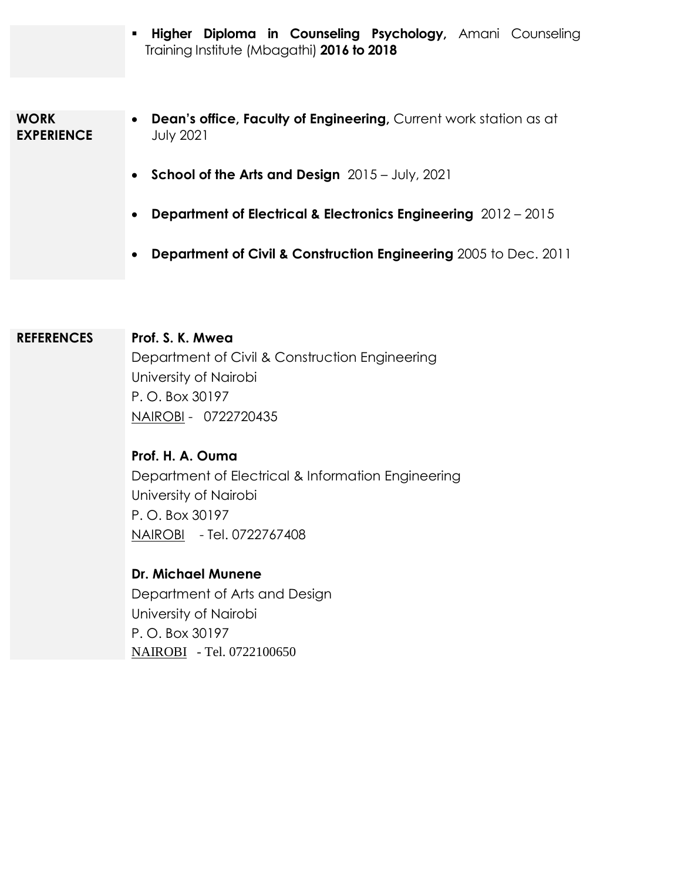- **Higher Diploma in Counseling Psychology,** Amani Counseling Training Institute (Mbagathi) **2016 to 2018**

## WORK EXPERIENCE

- **Dean's office, Faculty of Engineering,** Current work station as at July 2021
- **School of the Arts and Design** 2015 – July, 2021
- **Department of Electrical & Electronics Engineering** 2012 – 2015
- **Department of Civil & Construction Engineering** 2005 to Dec. 2011

## REFERENCES

**Prof. S. K. Mwea**
Department of Civil & Construction Engineering
University of Nairobi
P. O. Box 30197
NAIROBI - 0722720435

**Prof. H. A. Ouma**
Department of Electrical & Information Engineering
University of Nairobi
P. O. Box 30197
NAIROBI - Tel. 0722767408

**Dr. Michael Munene**
Department of Arts and Design
University of Nairobi
P. O. Box 30197
NAIROBI - Tel. 0722100650